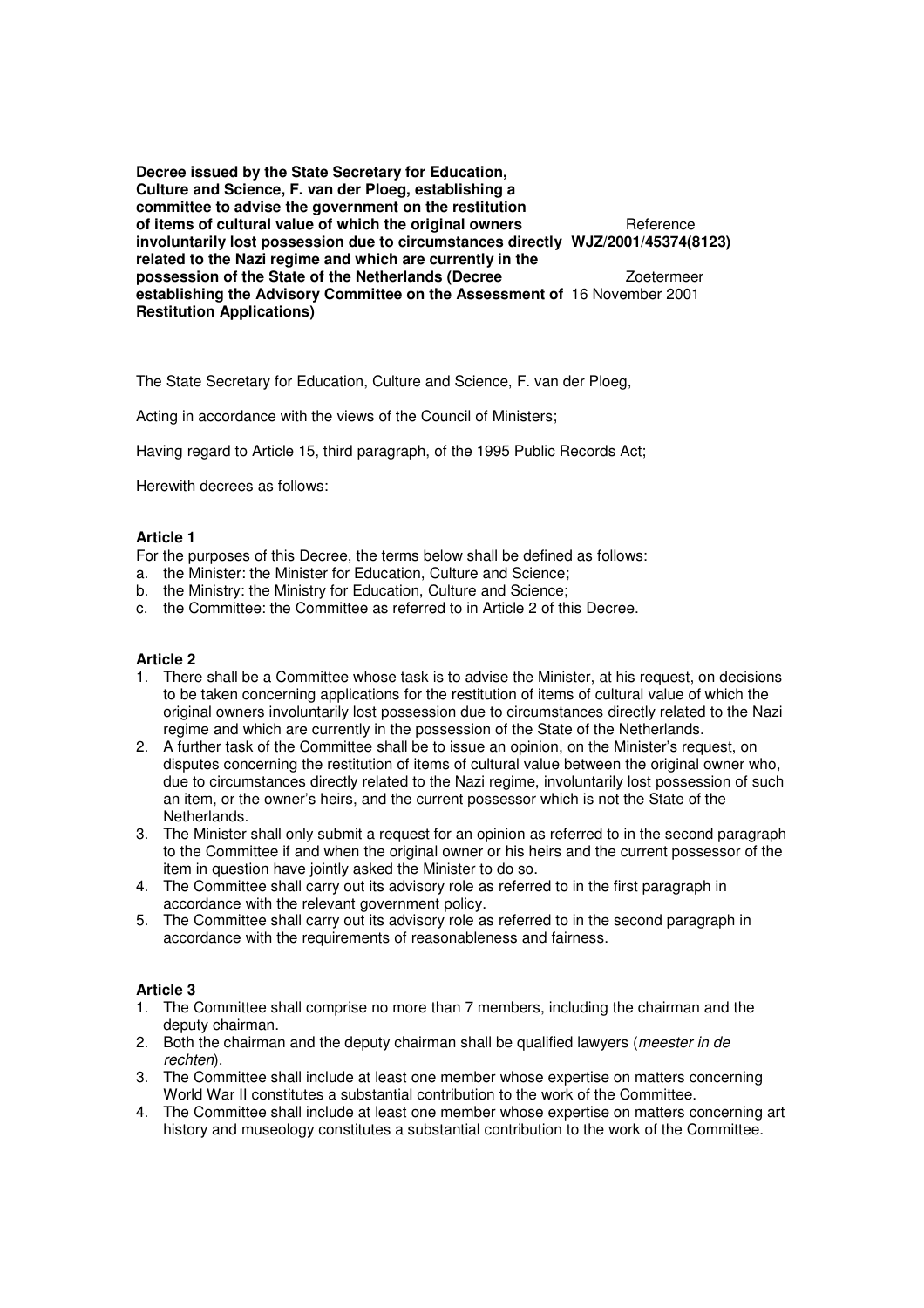**Decree issued by the State Secretary for Education, Culture and Science, F. van der Ploeg, establishing a committee to advise the government on the restitution of items of cultural value of which the original owners involuntarily lost possession due to circumstances directly related to the Nazi regime and which are currently in the possession of the State of the Netherlands (Decree establishing the Advisory Committee on the Assessment of Restitution Applications)**

Reference
**WJZ/2001/45374(8123)**

Zoetermeer
16 November 2001

The State Secretary for Education, Culture and Science, F. van der Ploeg,

Acting in accordance with the views of the Council of Ministers;

Having regard to Article 15, third paragraph, of the 1995 Public Records Act;

Herewith decrees as follows:

**Article 1**

For the purposes of this Decree, the terms below shall be defined as follows:

a. the Minister: the Minister for Education, Culture and Science;
b. the Ministry: the Ministry for Education, Culture and Science;
c. the Committee: the Committee as referred to in Article 2 of this Decree.

**Article 2**

1. There shall be a Committee whose task is to advise the Minister, at his request, on decisions to be taken concerning applications for the restitution of items of cultural value of which the original owners involuntarily lost possession due to circumstances directly related to the Nazi regime and which are currently in the possession of the State of the Netherlands.
2. A further task of the Committee shall be to issue an opinion, on the Minister's request, on disputes concerning the restitution of items of cultural value between the original owner who, due to circumstances directly related to the Nazi regime, involuntarily lost possession of such an item, or the owner's heirs, and the current possessor which is not the State of the Netherlands.
3. The Minister shall only submit a request for an opinion as referred to in the second paragraph to the Committee if and when the original owner or his heirs and the current possessor of the item in question have jointly asked the Minister to do so.
4. The Committee shall carry out its advisory role as referred to in the first paragraph in accordance with the relevant government policy.
5. The Committee shall carry out its advisory role as referred to in the second paragraph in accordance with the requirements of reasonableness and fairness.

**Article 3**

1. The Committee shall comprise no more than 7 members, including the chairman and the deputy chairman.
2. Both the chairman and the deputy chairman shall be qualified lawyers (*meester in de rechten*).
3. The Committee shall include at least one member whose expertise on matters concerning World War II constitutes a substantial contribution to the work of the Committee.
4. The Committee shall include at least one member whose expertise on matters concerning art history and museology constitutes a substantial contribution to the work of the Committee.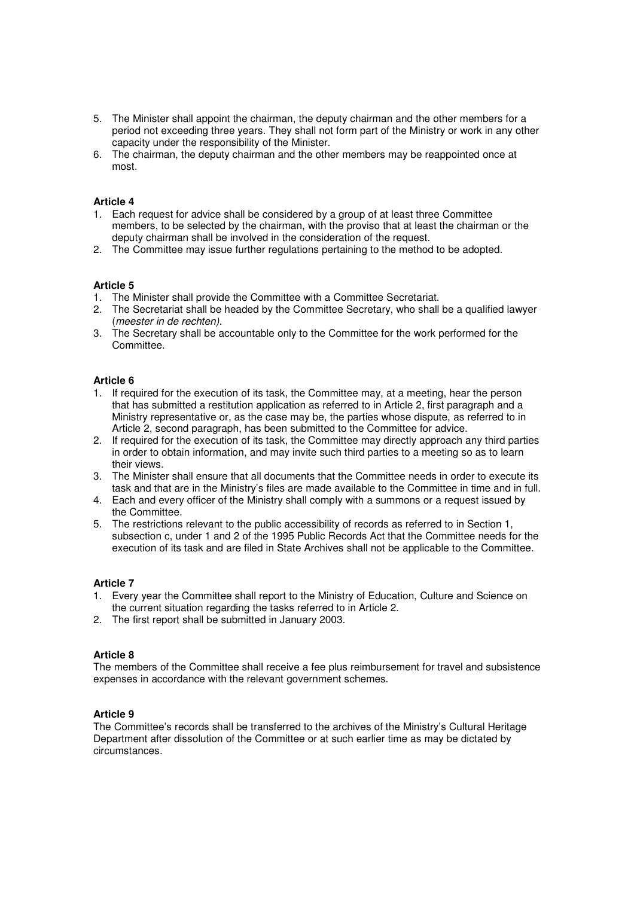5. The Minister shall appoint the chairman, the deputy chairman and the other members for a period not exceeding three years. They shall not form part of the Ministry or work in any other capacity under the responsibility of the Minister.
6. The chairman, the deputy chairman and the other members may be reappointed once at most.

**Article 4**

1. Each request for advice shall be considered by a group of at least three Committee members, to be selected by the chairman, with the proviso that at least the chairman or the deputy chairman shall be involved in the consideration of the request.
2. The Committee may issue further regulations pertaining to the method to be adopted.

**Article 5**

1. The Minister shall provide the Committee with a Committee Secretariat.
2. The Secretariat shall be headed by the Committee Secretary, who shall be a qualified lawyer (*meester in de rechten)*.
3. The Secretary shall be accountable only to the Committee for the work performed for the Committee.

**Article 6**

1. If required for the execution of its task, the Committee may, at a meeting, hear the person that has submitted a restitution application as referred to in Article 2, first paragraph and a Ministry representative or, as the case may be, the parties whose dispute, as referred to in Article 2, second paragraph, has been submitted to the Committee for advice.
2. If required for the execution of its task, the Committee may directly approach any third parties in order to obtain information, and may invite such third parties to a meeting so as to learn their views.
3. The Minister shall ensure that all documents that the Committee needs in order to execute its task and that are in the Ministry's files are made available to the Committee in time and in full.
4. Each and every officer of the Ministry shall comply with a summons or a request issued by the Committee.
5. The restrictions relevant to the public accessibility of records as referred to in Section 1, subsection c, under 1 and 2 of the 1995 Public Records Act that the Committee needs for the execution of its task and are filed in State Archives shall not be applicable to the Committee.

**Article 7**

1. Every year the Committee shall report to the Ministry of Education, Culture and Science on the current situation regarding the tasks referred to in Article 2.
2. The first report shall be submitted in January 2003.

**Article 8**

The members of the Committee shall receive a fee plus reimbursement for travel and subsistence expenses in accordance with the relevant government schemes.

**Article 9**

The Committee's records shall be transferred to the archives of the Ministry's Cultural Heritage Department after dissolution of the Committee or at such earlier time as may be dictated by circumstances.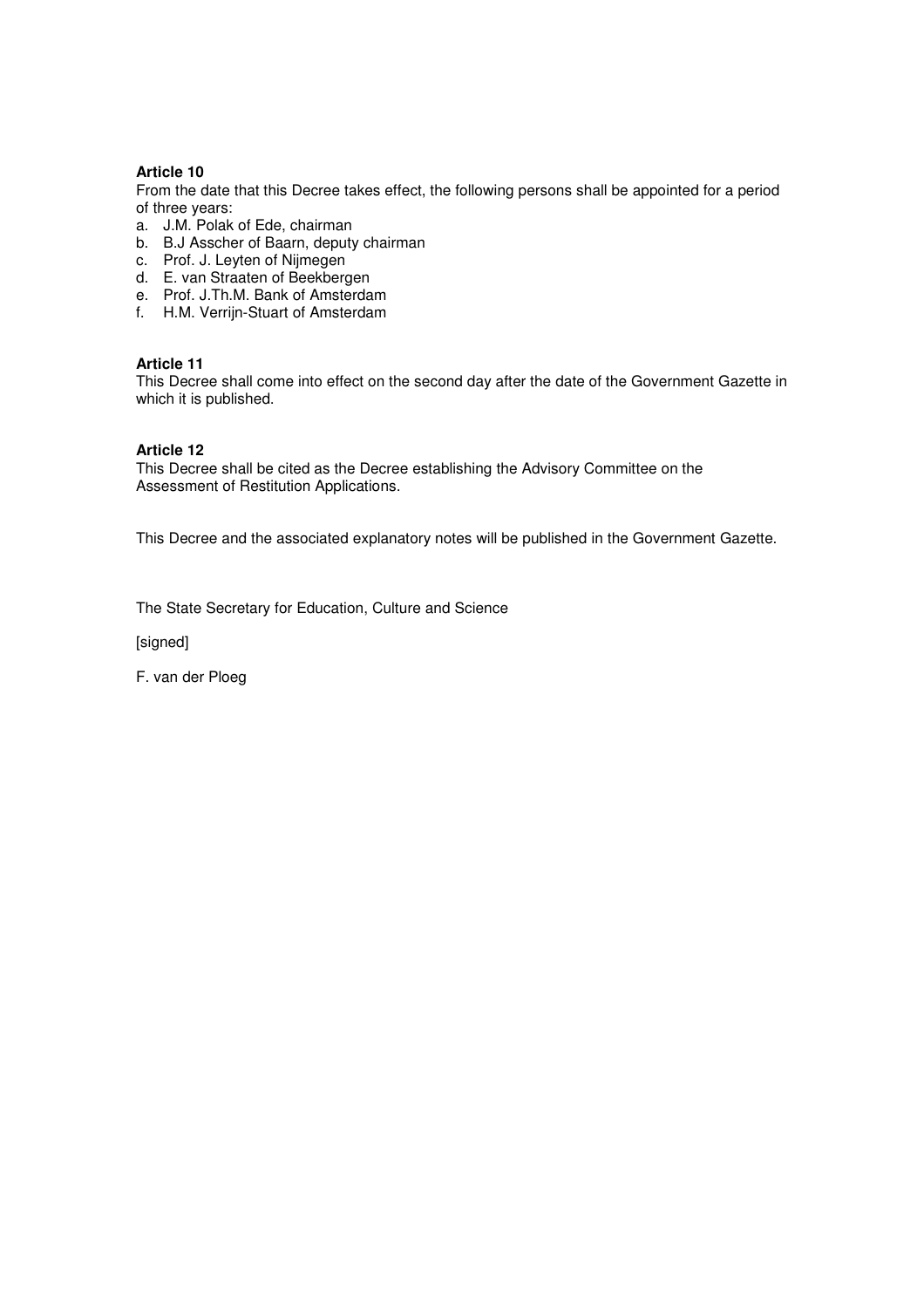**Article 10**

From the date that this Decree takes effect, the following persons shall be appointed for a period of three years:

a. J.M. Polak of Ede, chairman
b. B.J Asscher of Baarn, deputy chairman
c. Prof. J. Leyten of Nijmegen
d. E. van Straaten of Beekbergen
e. Prof. J.Th.M. Bank of Amsterdam
f. H.M. Verrijn-Stuart of Amsterdam

**Article 11**

This Decree shall come into effect on the second day after the date of the Government Gazette in which it is published.

**Article 12**

This Decree shall be cited as the Decree establishing the Advisory Committee on the Assessment of Restitution Applications.

This Decree and the associated explanatory notes will be published in the Government Gazette.

The State Secretary for Education, Culture and Science

[signed]

F. van der Ploeg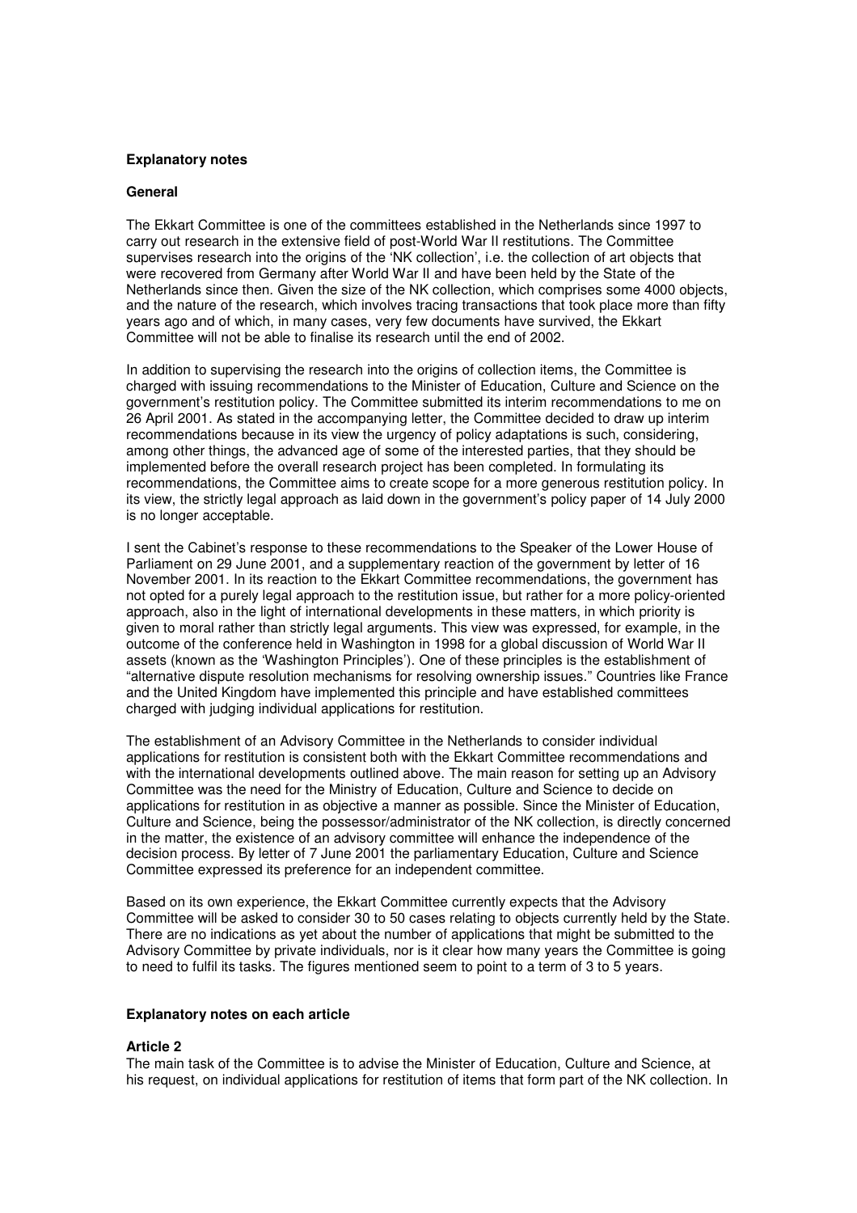**Explanatory notes**

**General**

The Ekkart Committee is one of the committees established in the Netherlands since 1997 to carry out research in the extensive field of post-World War II restitutions. The Committee supervises research into the origins of the 'NK collection', i.e. the collection of art objects that were recovered from Germany after World War II and have been held by the State of the Netherlands since then. Given the size of the NK collection, which comprises some 4000 objects, and the nature of the research, which involves tracing transactions that took place more than fifty years ago and of which, in many cases, very few documents have survived, the Ekkart Committee will not be able to finalise its research until the end of 2002.

In addition to supervising the research into the origins of collection items, the Committee is charged with issuing recommendations to the Minister of Education, Culture and Science on the government's restitution policy. The Committee submitted its interim recommendations to me on 26 April 2001. As stated in the accompanying letter, the Committee decided to draw up interim recommendations because in its view the urgency of policy adaptations is such, considering, among other things, the advanced age of some of the interested parties, that they should be implemented before the overall research project has been completed. In formulating its recommendations, the Committee aims to create scope for a more generous restitution policy. In its view, the strictly legal approach as laid down in the government's policy paper of 14 July 2000 is no longer acceptable.

I sent the Cabinet's response to these recommendations to the Speaker of the Lower House of Parliament on 29 June 2001, and a supplementary reaction of the government by letter of 16 November 2001. In its reaction to the Ekkart Committee recommendations, the government has not opted for a purely legal approach to the restitution issue, but rather for a more policy-oriented approach, also in the light of international developments in these matters, in which priority is given to moral rather than strictly legal arguments. This view was expressed, for example, in the outcome of the conference held in Washington in 1998 for a global discussion of World War II assets (known as the 'Washington Principles'). One of these principles is the establishment of "alternative dispute resolution mechanisms for resolving ownership issues." Countries like France and the United Kingdom have implemented this principle and have established committees charged with judging individual applications for restitution.

The establishment of an Advisory Committee in the Netherlands to consider individual applications for restitution is consistent both with the Ekkart Committee recommendations and with the international developments outlined above. The main reason for setting up an Advisory Committee was the need for the Ministry of Education, Culture and Science to decide on applications for restitution in as objective a manner as possible. Since the Minister of Education, Culture and Science, being the possessor/administrator of the NK collection, is directly concerned in the matter, the existence of an advisory committee will enhance the independence of the decision process. By letter of 7 June 2001 the parliamentary Education, Culture and Science Committee expressed its preference for an independent committee.

Based on its own experience, the Ekkart Committee currently expects that the Advisory Committee will be asked to consider 30 to 50 cases relating to objects currently held by the State. There are no indications as yet about the number of applications that might be submitted to the Advisory Committee by private individuals, nor is it clear how many years the Committee is going to need to fulfil its tasks. The figures mentioned seem to point to a term of 3 to 5 years.

**Explanatory notes on each article**

**Article 2**

The main task of the Committee is to advise the Minister of Education, Culture and Science, at his request, on individual applications for restitution of items that form part of the NK collection. In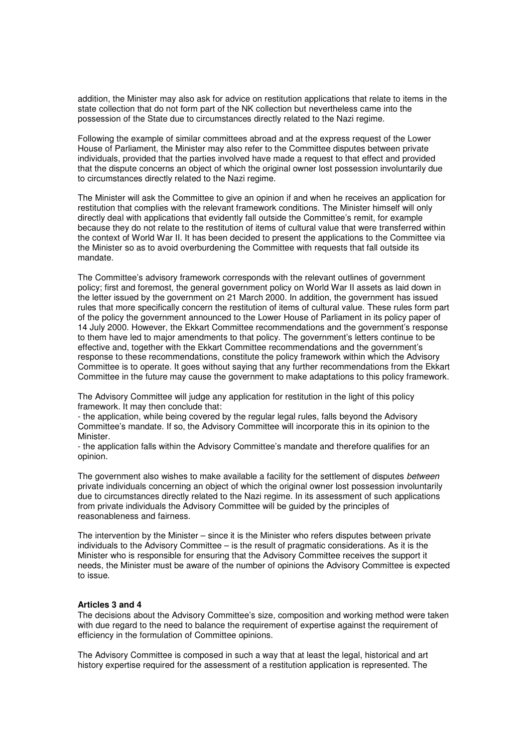addition, the Minister may also ask for advice on restitution applications that relate to items in the state collection that do not form part of the NK collection but nevertheless came into the possession of the State due to circumstances directly related to the Nazi regime.

Following the example of similar committees abroad and at the express request of the Lower House of Parliament, the Minister may also refer to the Committee disputes between private individuals, provided that the parties involved have made a request to that effect and provided that the dispute concerns an object of which the original owner lost possession involuntarily due to circumstances directly related to the Nazi regime.

The Minister will ask the Committee to give an opinion if and when he receives an application for restitution that complies with the relevant framework conditions. The Minister himself will only directly deal with applications that evidently fall outside the Committee's remit, for example because they do not relate to the restitution of items of cultural value that were transferred within the context of World War II. It has been decided to present the applications to the Committee via the Minister so as to avoid overburdening the Committee with requests that fall outside its mandate.

The Committee's advisory framework corresponds with the relevant outlines of government policy; first and foremost, the general government policy on World War II assets as laid down in the letter issued by the government on 21 March 2000. In addition, the government has issued rules that more specifically concern the restitution of items of cultural value. These rules form part of the policy the government announced to the Lower House of Parliament in its policy paper of 14 July 2000. However, the Ekkart Committee recommendations and the government's response to them have led to major amendments to that policy. The government's letters continue to be effective and, together with the Ekkart Committee recommendations and the government's response to these recommendations, constitute the policy framework within which the Advisory Committee is to operate. It goes without saying that any further recommendations from the Ekkart Committee in the future may cause the government to make adaptations to this policy framework.

The Advisory Committee will judge any application for restitution in the light of this policy framework. It may then conclude that:

- the application, while being covered by the regular legal rules, falls beyond the Advisory Committee's mandate. If so, the Advisory Committee will incorporate this in its opinion to the Minister.
- the application falls within the Advisory Committee's mandate and therefore qualifies for an opinion.

The government also wishes to make available a facility for the settlement of disputes *between* private individuals concerning an object of which the original owner lost possession involuntarily due to circumstances directly related to the Nazi regime. In its assessment of such applications from private individuals the Advisory Committee will be guided by the principles of reasonableness and fairness.

The intervention by the Minister – since it is the Minister who refers disputes between private individuals to the Advisory Committee – is the result of pragmatic considerations. As it is the Minister who is responsible for ensuring that the Advisory Committee receives the support it needs, the Minister must be aware of the number of opinions the Advisory Committee is expected to issue.

**Articles 3 and 4**

The decisions about the Advisory Committee's size, composition and working method were taken with due regard to the need to balance the requirement of expertise against the requirement of efficiency in the formulation of Committee opinions.

The Advisory Committee is composed in such a way that at least the legal, historical and art history expertise required for the assessment of a restitution application is represented. The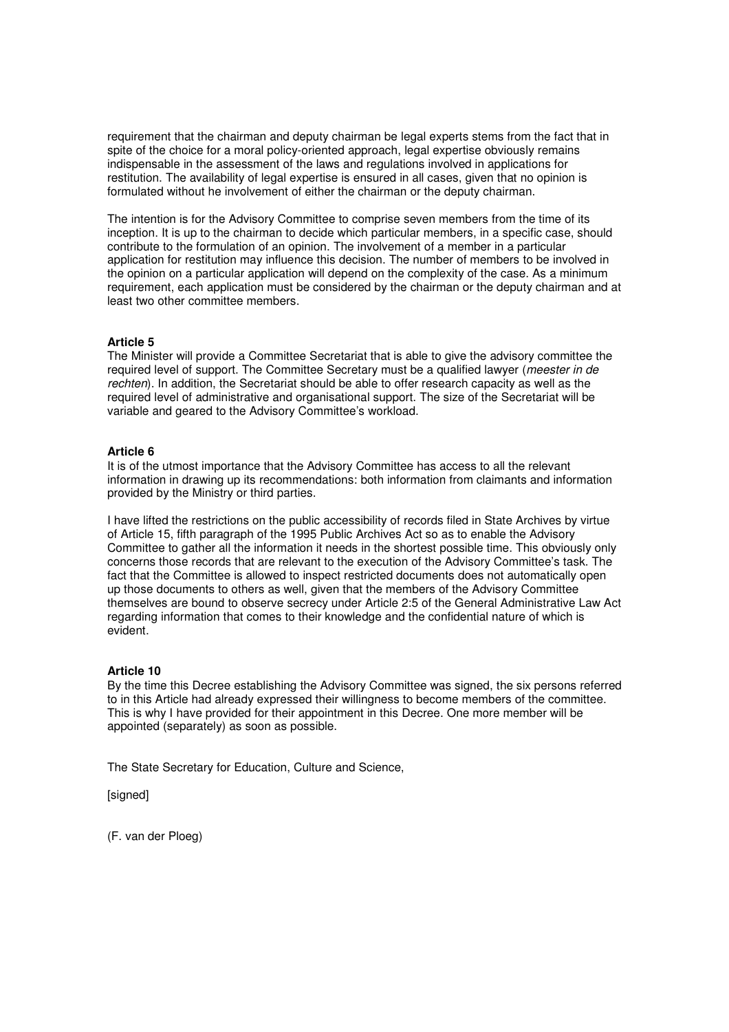requirement that the chairman and deputy chairman be legal experts stems from the fact that in spite of the choice for a moral policy-oriented approach, legal expertise obviously remains indispensable in the assessment of the laws and regulations involved in applications for restitution. The availability of legal expertise is ensured in all cases, given that no opinion is formulated without he involvement of either the chairman or the deputy chairman.

The intention is for the Advisory Committee to comprise seven members from the time of its inception. It is up to the chairman to decide which particular members, in a specific case, should contribute to the formulation of an opinion. The involvement of a member in a particular application for restitution may influence this decision. The number of members to be involved in the opinion on a particular application will depend on the complexity of the case. As a minimum requirement, each application must be considered by the chairman or the deputy chairman and at least two other committee members.

**Article 5**
The Minister will provide a Committee Secretariat that is able to give the advisory committee the required level of support. The Committee Secretary must be a qualified lawyer (*meester in de rechten*). In addition, the Secretariat should be able to offer research capacity as well as the required level of administrative and organisational support. The size of the Secretariat will be variable and geared to the Advisory Committee's workload.

**Article 6**
It is of the utmost importance that the Advisory Committee has access to all the relevant information in drawing up its recommendations: both information from claimants and information provided by the Ministry or third parties.

I have lifted the restrictions on the public accessibility of records filed in State Archives by virtue of Article 15, fifth paragraph of the 1995 Public Archives Act so as to enable the Advisory Committee to gather all the information it needs in the shortest possible time. This obviously only concerns those records that are relevant to the execution of the Advisory Committee's task. The fact that the Committee is allowed to inspect restricted documents does not automatically open up those documents to others as well, given that the members of the Advisory Committee themselves are bound to observe secrecy under Article 2:5 of the General Administrative Law Act regarding information that comes to their knowledge and the confidential nature of which is evident.

**Article 10**
By the time this Decree establishing the Advisory Committee was signed, the six persons referred to in this Article had already expressed their willingness to become members of the committee. This is why I have provided for their appointment in this Decree. One more member will be appointed (separately) as soon as possible.

The State Secretary for Education, Culture and Science,

[signed]

(F. van der Ploeg)